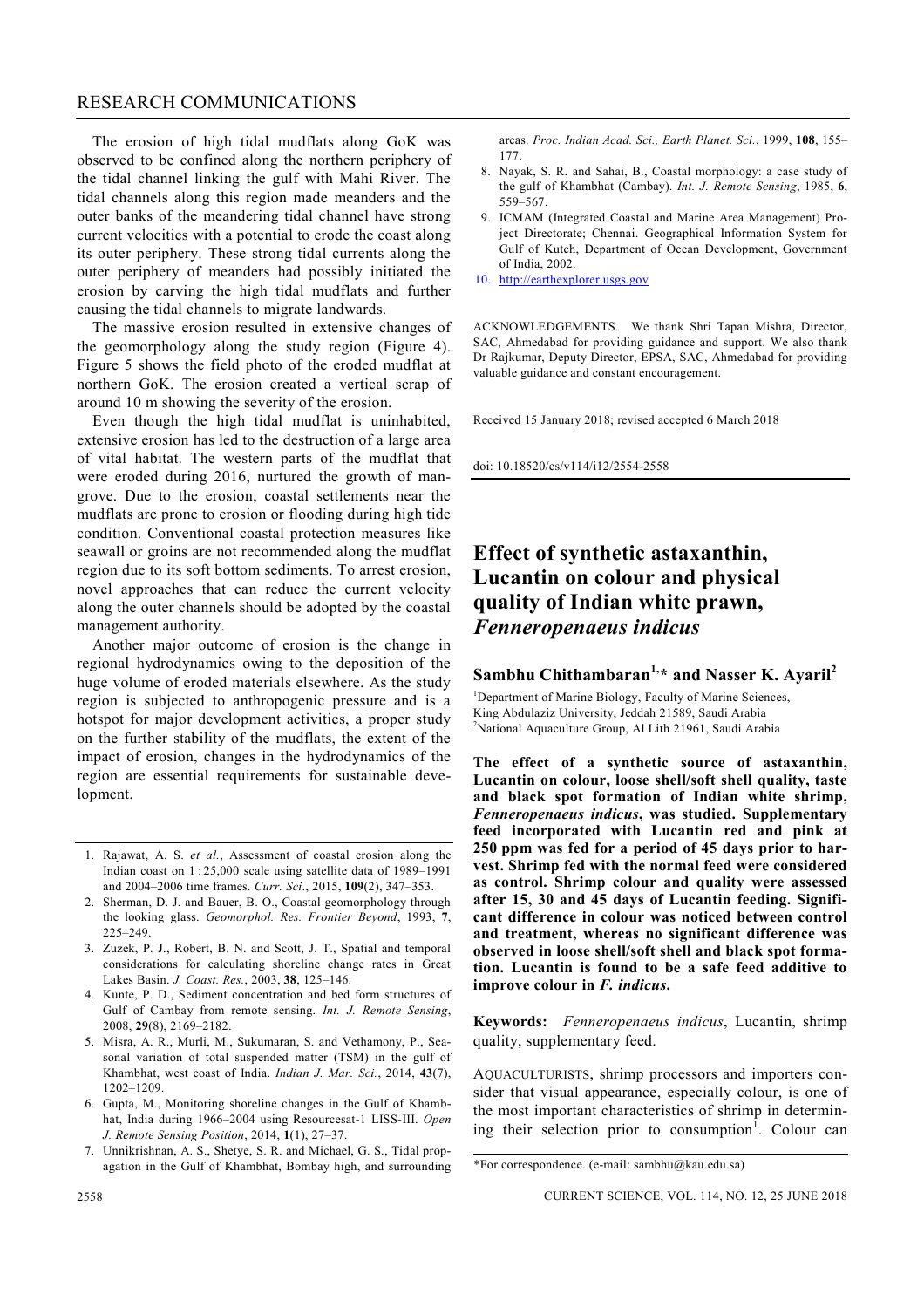The erosion of high tidal mudflats along GoK was observed to be confined along the northern periphery of the tidal channel linking the gulf with Mahi River. The tidal channels along this region made meanders and the outer banks of the meandering tidal channel have strong current velocities with a potential to erode the coast along its outer periphery. These strong tidal currents along the outer periphery of meanders had possibly initiated the erosion by carving the high tidal mudflats and further causing the tidal channels to migrate landwards.

The massive erosion resulted in extensive changes of the geomorphology along the study region (Figure 4). Figure 5 shows the field photo of the eroded mudflat at northern GoK. The erosion created a vertical scrap of around 10 m showing the severity of the erosion.

Even though the high tidal mudflat is uninhabited, extensive erosion has led to the destruction of a large area of vital habitat. The western parts of the mudflat that were eroded during 2016, nurtured the growth of mangrove. Due to the erosion, coastal settlements near the mudflats are prone to erosion or flooding during high tide condition. Conventional coastal protection measures like seawall or groins are not recommended along the mudflat region due to its soft bottom sediments. To arrest erosion, novel approaches that can reduce the current velocity along the outer channels should be adopted by the coastal management authority.

Another major outcome of erosion is the change in regional hydrodynamics owing to the deposition of the huge volume of eroded materials elsewhere. As the study region is subjected to anthropogenic pressure and is a hotspot for major development activities, a proper study on the further stability of the mudflats, the extent of the impact of erosion, changes in the hydrodynamics of the region are essential requirements for sustainable development.

1. Rajawat, A. S. *et al.*, Assessment of coastal erosion along the Indian coast on 1 : 25,000 scale using satellite data of 1989–1991 and 2004–2006 time frames. *Curr. Sci.*, 2015, **109**(2), 347–353.
2. Sherman, D. J. and Bauer, B. O., Coastal geomorphology through the looking glass. *Geomorphol. Res. Frontier Beyond*, 1993, **7**, 225–249.
3. Zuzek, P. J., Robert, B. N. and Scott, J. T., Spatial and temporal considerations for calculating shoreline change rates in Great Lakes Basin. *J. Coast. Res.*, 2003, **38**, 125–146.
4. Kunte, P. D., Sediment concentration and bed form structures of Gulf of Cambay from remote sensing. *Int. J. Remote Sensing*, 2008, **29**(8), 2169–2182.
5. Misra, A. R., Murli, M., Sukumaran, S. and Vethamony, P., Seasonal variation of total suspended matter (TSM) in the gulf of Khambhat, west coast of India. *Indian J. Mar. Sci.*, 2014, **43**(7), 1202–1209.
6. Gupta, M., Monitoring shoreline changes in the Gulf of Khambhat, India during 1966–2004 using Resourcesat-1 LISS-III. *Open J. Remote Sensing Position*, 2014, **1**(1), 27–37.
7. Unnikrishnan, A. S., Shetye, S. R. and Michael, G. S., Tidal propagation in the Gulf of Khambhat, Bombay high, and surrounding areas. *Proc. Indian Acad. Sci., Earth Planet. Sci.*, 1999, **108**, 155–177.
8. Nayak, S. R. and Sahai, B., Coastal morphology: a case study of the gulf of Khambhat (Cambay). *Int. J. Remote Sensing*, 1985, **6**, 559–567.
9. ICMAM (Integrated Coastal and Marine Area Management) Project Directorate; Chennai. Geographical Information System for Gulf of Kutch, Department of Ocean Development, Government of India, 2002.
10. http://earthexplorer.usgs.gov

ACKNOWLEDGEMENTS. We thank Shri Tapan Mishra, Director, SAC, Ahmedabad for providing guidance and support. We also thank Dr Rajkumar, Deputy Director, EPSA, SAC, Ahmedabad for providing valuable guidance and constant encouragement.

Received 15 January 2018; revised accepted 6 March 2018

doi: 10.18520/cs/v114/i12/2554-2558

# Effect of synthetic astaxanthin, Lucantin on colour and physical quality of Indian white prawn, *Fenneropenaeus indicus*

**Sambhu Chithambaran[1,*] and Nasser K. Ayaril[2]**

[1]Department of Marine Biology, Faculty of Marine Sciences, King Abdulaziz University, Jeddah 21589, Saudi Arabia
[2]National Aquaculture Group, Al Lith 21961, Saudi Arabia

**The effect of a synthetic source of astaxanthin, Lucantin on colour, loose shell/soft shell quality, taste and black spot formation of Indian white shrimp, *Fenneropenaeus indicus*, was studied. Supplementary feed incorporated with Lucantin red and pink at 250 ppm was fed for a period of 45 days prior to harvest. Shrimp fed with the normal feed were considered as control. Shrimp colour and quality were assessed after 15, 30 and 45 days of Lucantin feeding. Significant difference in colour was noticed between control and treatment, whereas no significant difference was observed in loose shell/soft shell and black spot formation. Lucantin is found to be a safe feed additive to improve colour in *F. indicus*.**

**Keywords:** *Fenneropenaeus indicus*, Lucantin, shrimp quality, supplementary feed.

AQUACULTURISTS, shrimp processors and importers consider that visual appearance, especially colour, is one of the most important characteristics of shrimp in determining their selection prior to consumption[1]. Colour can

*For correspondence. (e-mail: sambhu@kau.edu.sa)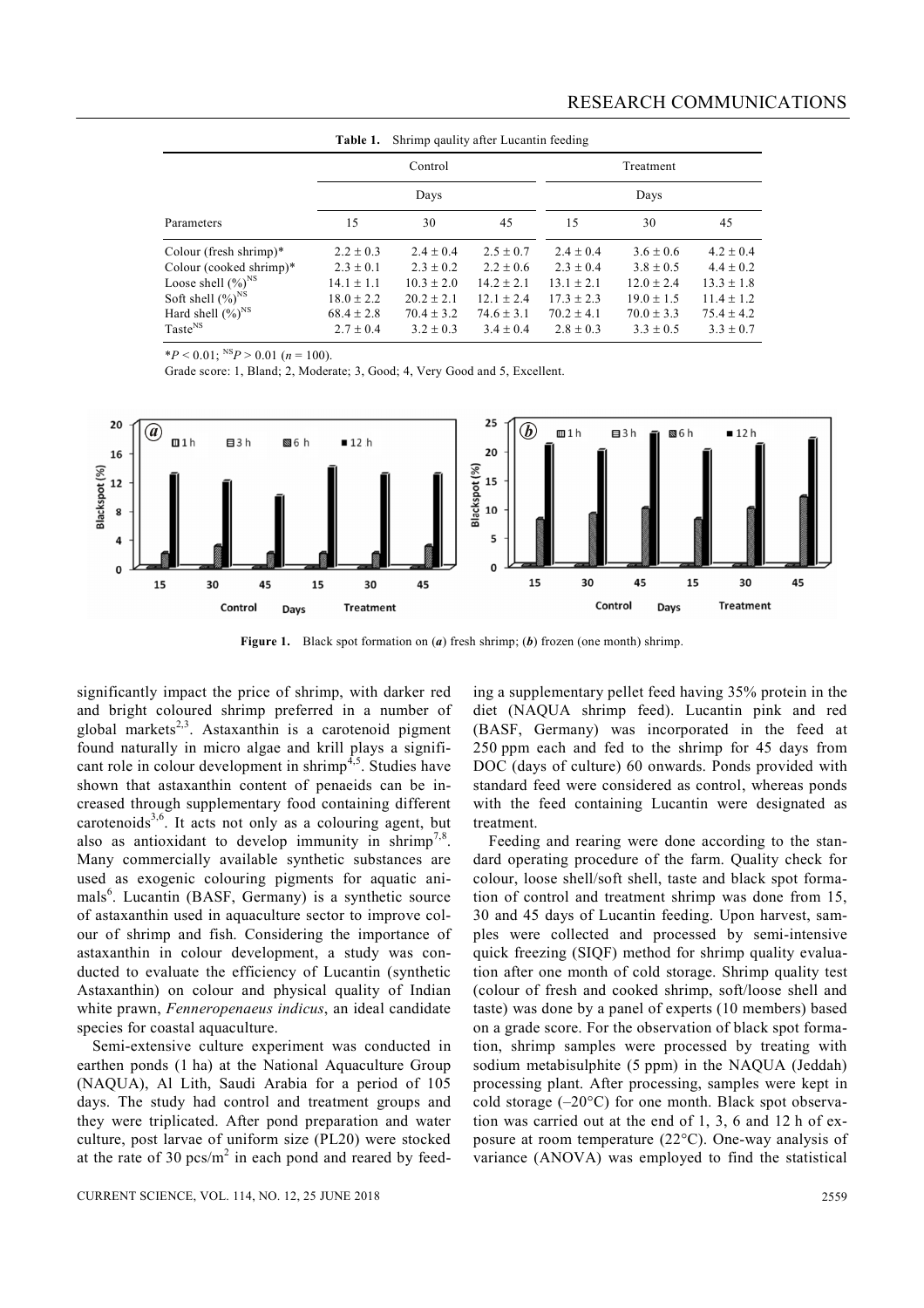**Table 1.** Shrimp qaulity after Lucantin feeding

| Parameters | Control | | | Treatment | | |
|---|---|---|---|---|---|---|
| | Days | | | Days | | |
| | 15 | 30 | 45 | 15 | 30 | 45 |
| Colour (fresh shrimp)* | 2.2 ± 0.3 | 2.4 ± 0.4 | 2.5 ± 0.7 | 2.4 ± 0.4 | 3.6 ± 0.6 | 4.2 ± 0.4 |
| Colour (cooked shrimp)* | 2.3 ± 0.1 | 2.3 ± 0.2 | 2.2 ± 0.6 | 2.3 ± 0.4 | 3.8 ± 0.5 | 4.4 ± 0.2 |
| Loose shell (%)$^{NS}$ | 14.1 ± 1.1 | 10.3 ± 2.0 | 14.2 ± 2.1 | 13.1 ± 2.1 | 12.0 ± 2.4 | 13.3 ± 1.8 |
| Soft shell (%)$^{NS}$ | 18.0 ± 2.2 | 20.2 ± 2.1 | 12.1 ± 2.4 | 17.3 ± 2.3 | 19.0 ± 1.5 | 11.4 ± 1.2 |
| Hard shell (%)$^{NS}$ | 68.4 ± 2.8 | 70.4 ± 3.2 | 74.6 ± 3.1 | 70.2 ± 4.1 | 70.0 ± 3.3 | 75.4 ± 4.2 |
| Taste$^{NS}$ | 2.7 ± 0.4 | 3.2 ± 0.3 | 3.4 ± 0.4 | 2.8 ± 0.3 | 3.3 ± 0.5 | 3.3 ± 0.7 |

*$P < 0.01$; $^{NS}P > 0.01$ ($n = 100$).

Grade score: 1, Bland; 2, Moderate; 3, Good; 4, Very Good and 5, Excellent.

**Figure 1.** Black spot formation on (***a***) fresh shrimp; (***b***) frozen (one month) shrimp.

significantly impact the price of shrimp, with darker red and bright coloured shrimp preferred in a number of global markets[2,3]. Astaxanthin is a carotenoid pigment found naturally in micro algae and krill plays a significant role in colour development in shrimp[4,5]. Studies have shown that astaxanthin content of penaeids can be increased through supplementary food containing different carotenoids[3,6]. It acts not only as a colouring agent, but also as antioxidant to develop immunity in shrimp[7,8]. Many commercially available synthetic substances are used as exogenic colouring pigments for aquatic animals[6]. Lucantin (BASF, Germany) is a synthetic source of astaxanthin used in aquaculture sector to improve colour of shrimp and fish. Considering the importance of astaxanthin in colour development, a study was conducted to evaluate the efficiency of Lucantin (synthetic Astaxanthin) on colour and physical quality of Indian white prawn, *Fenneropenaeus indicus*, an ideal candidate species for coastal aquaculture.

Semi-extensive culture experiment was conducted in earthen ponds (1 ha) at the National Aquaculture Group (NAQUA), Al Lith, Saudi Arabia for a period of 105 days. The study had control and treatment groups and they were triplicated. After pond preparation and water culture, post larvae of uniform size (PL20) were stocked at the rate of 30 pcs/m$^2$ in each pond and reared by feeding a supplementary pellet feed having 35% protein in the diet (NAQUA shrimp feed). Lucantin pink and red (BASF, Germany) was incorporated in the feed at 250 ppm each and fed to the shrimp for 45 days from DOC (days of culture) 60 onwards. Ponds provided with standard feed were considered as control, whereas ponds with the feed containing Lucantin were designated as treatment.

Feeding and rearing were done according to the standard operating procedure of the farm. Quality check for colour, loose shell/soft shell, taste and black spot formation of control and treatment shrimp was done from 15, 30 and 45 days of Lucantin feeding. Upon harvest, samples were collected and processed by semi-intensive quick freezing (SIQF) method for shrimp quality evaluation after one month of cold storage. Shrimp quality test (colour of fresh and cooked shrimp, soft/loose shell and taste) was done by a panel of experts (10 members) based on a grade score. For the observation of black spot formation, shrimp samples were processed by treating with sodium metabisulphite (5 ppm) in the NAQUA (Jeddah) processing plant. After processing, samples were kept in cold storage (–20°C) for one month. Black spot observation was carried out at the end of 1, 3, 6 and 12 h of exposure at room temperature (22°C). One-way analysis of variance (ANOVA) was employed to find the statistical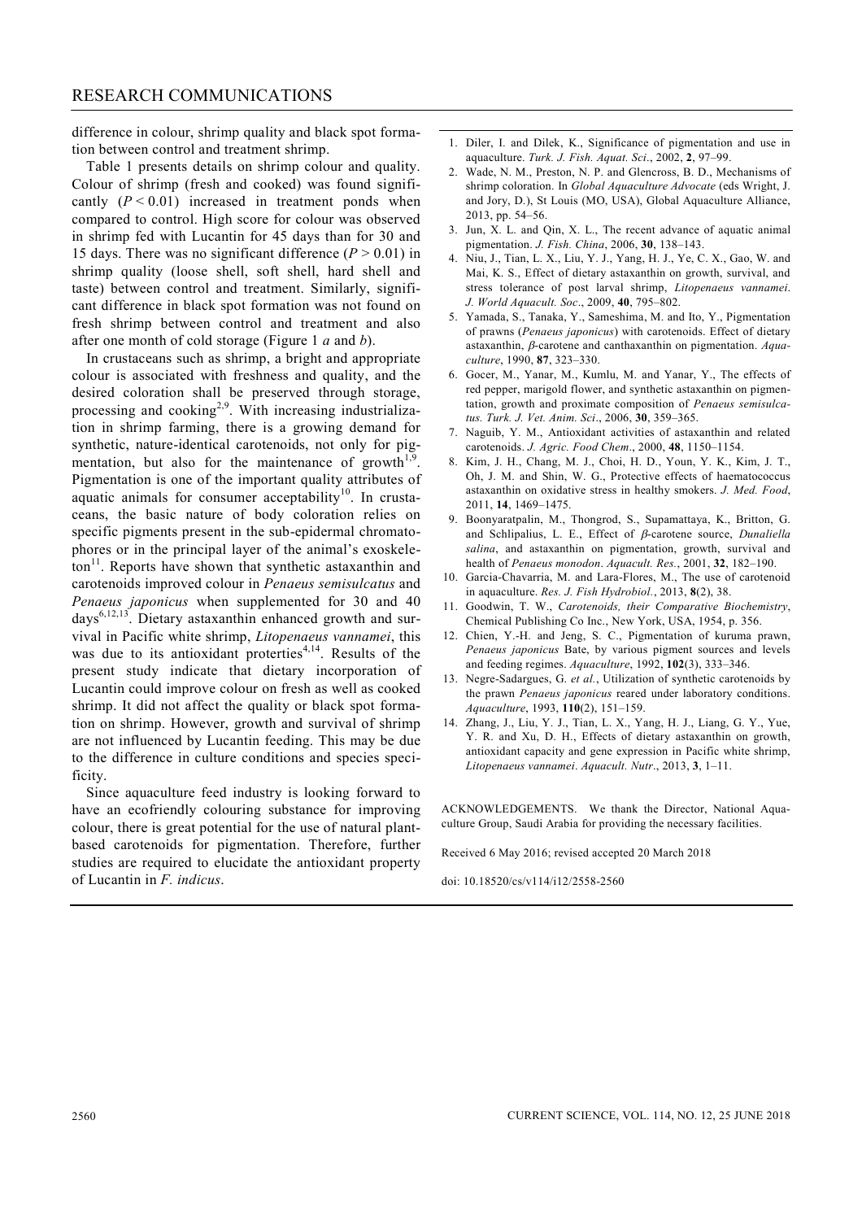difference in colour, shrimp quality and black spot formation between control and treatment shrimp.

Table 1 presents details on shrimp colour and quality. Colour of shrimp (fresh and cooked) was found significantly ($P < 0.01$) increased in treatment ponds when compared to control. High score for colour was observed in shrimp fed with Lucantin for 45 days than for 30 and 15 days. There was no significant difference ($P > 0.01$) in shrimp quality (loose shell, soft shell, hard shell and taste) between control and treatment. Similarly, significant difference in black spot formation was not found on fresh shrimp between control and treatment and also after one month of cold storage (Figure 1 *a* and *b*).

In crustaceans such as shrimp, a bright and appropriate colour is associated with freshness and quality, and the desired coloration shall be preserved through storage, processing and cooking[2,9]. With increasing industrialization in shrimp farming, there is a growing demand for synthetic, nature-identical carotenoids, not only for pigmentation, but also for the maintenance of growth[1,9]. Pigmentation is one of the important quality attributes of aquatic animals for consumer acceptability[10]. In crustaceans, the basic nature of body coloration relies on specific pigments present in the sub-epidermal chromatophores or in the principal layer of the animal's exoskeleton[11]. Reports have shown that synthetic astaxanthin and carotenoids improved colour in *Penaeus semisulcatus* and *Penaeus japonicus* when supplemented for 30 and 40 days[6,12,13]. Dietary astaxanthin enhanced growth and survival in Pacific white shrimp, *Litopenaeus vannamei*, this was due to its antioxidant proterties[4,14]. Results of the present study indicate that dietary incorporation of Lucantin could improve colour on fresh as well as cooked shrimp. It did not affect the quality or black spot formation on shrimp. However, growth and survival of shrimp are not influenced by Lucantin feeding. This may be due to the difference in culture conditions and species specificity.

Since aquaculture feed industry is looking forward to have an ecofriendly colouring substance for improving colour, there is great potential for the use of natural plant-based carotenoids for pigmentation. Therefore, further studies are required to elucidate the antioxidant property of Lucantin in *F. indicus*.

1. Diler, I. and Dilek, K., Significance of pigmentation and use in aquaculture. *Turk. J. Fish. Aquat. Sci*., 2002, **2**, 97–99.
2. Wade, N. M., Preston, N. P. and Glencross, B. D., Mechanisms of shrimp coloration. In *Global Aquaculture Advocate* (eds Wright, J. and Jory, D.), St Louis (MO, USA), Global Aquaculture Alliance, 2013, pp. 54–56.
3. Jun, X. L. and Qin, X. L., The recent advance of aquatic animal pigmentation. *J. Fish. China*, 2006, **30**, 138–143.
4. Niu, J., Tian, L. X., Liu, Y. J., Yang, H. J., Ye, C. X., Gao, W. and Mai, K. S., Effect of dietary astaxanthin on growth, survival, and stress tolerance of post larval shrimp, *Litopenaeus vannamei*. *J. World Aquacult. Soc*., 2009, **40**, 795–802.
5. Yamada, S., Tanaka, Y., Sameshima, M. and Ito, Y., Pigmentation of prawns (*Penaeus japonicus*) with carotenoids. Effect of dietary astaxanthin, *β*-carotene and canthaxanthin on pigmentation. *Aquaculture*, 1990, **87**, 323–330.
6. Gocer, M., Yanar, M., Kumlu, M. and Yanar, Y., The effects of red pepper, marigold flower, and synthetic astaxanthin on pigmentation, growth and proximate composition of *Penaeus semisulcatus*. *Turk. J. Vet. Anim. Sci*., 2006, **30**, 359–365.
7. Naguib, Y. M., Antioxidant activities of astaxanthin and related carotenoids. *J. Agric. Food Chem*., 2000, **48**, 1150–1154.
8. Kim, J. H., Chang, M. J., Choi, H. D., Youn, Y. K., Kim, J. T., Oh, J. M. and Shin, W. G., Protective effects of haematococcus astaxanthin on oxidative stress in healthy smokers. *J. Med. Food*, 2011, **14**, 1469–1475.
9. Boonyaratpalin, M., Thongrod, S., Supamattaya, K., Britton, G. and Schlipalius, L. E., Effect of *β*-carotene source, *Dunaliella salina*, and astaxanthin on pigmentation, growth, survival and health of *Penaeus monodon*. *Aquacult. Res.*, 2001, **32**, 182–190.
10. Garcia-Chavarria, M. and Lara-Flores, M., The use of carotenoid in aquaculture. *Res. J. Fish Hydrobiol.*, 2013, **8**(2), 38.
11. Goodwin, T. W., *Carotenoids, their Comparative Biochemistry*, Chemical Publishing Co Inc., New York, USA, 1954, p. 356.
12. Chien, Y.-H. and Jeng, S. C., Pigmentation of kuruma prawn, *Penaeus japonicus* Bate, by various pigment sources and levels and feeding regimes. *Aquaculture*, 1992, **102**(3), 333–346.
13. Negre-Sadargues, G. *et al.*, Utilization of synthetic carotenoids by the prawn *Penaeus japonicus* reared under laboratory conditions. *Aquaculture*, 1993, **110**(2), 151–159.
14. Zhang, J., Liu, Y. J., Tian, L. X., Yang, H. J., Liang, G. Y., Yue, Y. R. and Xu, D. H., Effects of dietary astaxanthin on growth, antioxidant capacity and gene expression in Pacific white shrimp, *Litopenaeus vannamei*. *Aquacult. Nutr*., 2013, **3**, 1–11.

ACKNOWLEDGEMENTS. We thank the Director, National Aquaculture Group, Saudi Arabia for providing the necessary facilities.

Received 6 May 2016; revised accepted 20 March 2018

doi: 10.18520/cs/v114/i12/2558-2560